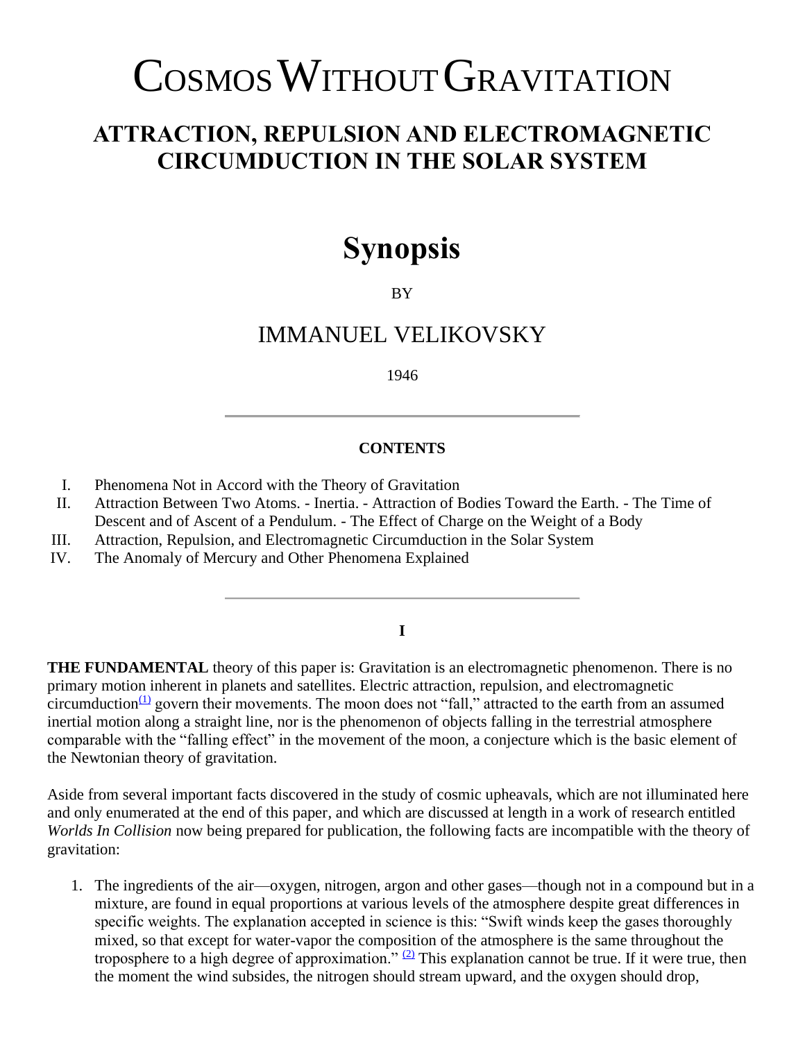# Cosmos Without Gravitation

## ATTRACTION, REPULSION AND ELECTROMAGNETIC CIRCUMDUCTION IN THE SOLAR SYSTEM

# Synopsis

BY

## IMMANUEL VELIKOVSKY

1946

---

**CONTENTS**

I. Phenomena Not in Accord with the Theory of Gravitation

II. Attraction Between Two Atoms. - Inertia. - Attraction of Bodies Toward the Earth. - The Time of Descent and of Ascent of a Pendulum. - The Effect of Charge on the Weight of a Body

III. Attraction, Repulsion, and Electromagnetic Circumduction in the Solar System

IV. The Anomaly of Mercury and Other Phenomena Explained

---

**I**

**THE FUNDAMENTAL** theory of this paper is: Gravitation is an electromagnetic phenomenon. There is no primary motion inherent in planets and satellites. Electric attraction, repulsion, and electromagnetic circumduction[(1)] govern their movements. The moon does not "fall," attracted to the earth from an assumed inertial motion along a straight line, nor is the phenomenon of objects falling in the terrestrial atmosphere comparable with the "falling effect" in the movement of the moon, a conjecture which is the basic element of the Newtonian theory of gravitation.

Aside from several important facts discovered in the study of cosmic upheavals, which are not illuminated here and only enumerated at the end of this paper, and which are discussed at length in a work of research entitled *Worlds In Collision* now being prepared for publication, the following facts are incompatible with the theory of gravitation:

1. The ingredients of the air—oxygen, nitrogen, argon and other gases—though not in a compound but in a mixture, are found in equal proportions at various levels of the atmosphere despite great differences in specific weights. The explanation accepted in science is this: "Swift winds keep the gases thoroughly mixed, so that except for water-vapor the composition of the atmosphere is the same throughout the troposphere to a high degree of approximation." [(2)] This explanation cannot be true. If it were true, then the moment the wind subsides, the nitrogen should stream upward, and the oxygen should drop,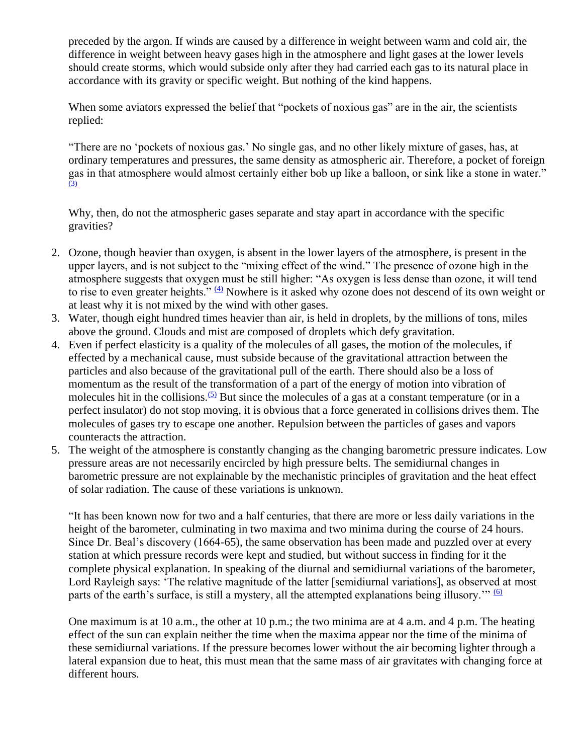preceded by the argon. If winds are caused by a difference in weight between warm and cold air, the difference in weight between heavy gases high in the atmosphere and light gases at the lower levels should create storms, which would subside only after they had carried each gas to its natural place in accordance with its gravity or specific weight. But nothing of the kind happens.

When some aviators expressed the belief that "pockets of noxious gas" are in the air, the scientists replied:

"There are no 'pockets of noxious gas.' No single gas, and no other likely mixture of gases, has, at ordinary temperatures and pressures, the same density as atmospheric air. Therefore, a pocket of foreign gas in that atmosphere would almost certainly either bob up like a balloon, or sink like a stone in water." [(3)]

Why, then, do not the atmospheric gases separate and stay apart in accordance with the specific gravities?

2. Ozone, though heavier than oxygen, is absent in the lower layers of the atmosphere, is present in the upper layers, and is not subject to the "mixing effect of the wind." The presence of ozone high in the atmosphere suggests that oxygen must be still higher: "As oxygen is less dense than ozone, it will tend to rise to even greater heights." [(4)] Nowhere is it asked why ozone does not descend of its own weight or at least why it is not mixed by the wind with other gases.
3. Water, though eight hundred times heavier than air, is held in droplets, by the millions of tons, miles above the ground. Clouds and mist are composed of droplets which defy gravitation.
4. Even if perfect elasticity is a quality of the molecules of all gases, the motion of the molecules, if effected by a mechanical cause, must subside because of the gravitational attraction between the particles and also because of the gravitational pull of the earth. There should also be a loss of momentum as the result of the transformation of a part of the energy of motion into vibration of molecules hit in the collisions.[(5)] But since the molecules of a gas at a constant temperature (or in a perfect insulator) do not stop moving, it is obvious that a force generated in collisions drives them. The molecules of gases try to escape one another. Repulsion between the particles of gases and vapors counteracts the attraction.
5. The weight of the atmosphere is constantly changing as the changing barometric pressure indicates. Low pressure areas are not necessarily encircled by high pressure belts. The semidiurnal changes in barometric pressure are not explainable by the mechanistic principles of gravitation and the heat effect of solar radiation. The cause of these variations is unknown.

   "It has been known now for two and a half centuries, that there are more or less daily variations in the height of the barometer, culminating in two maxima and two minima during the course of 24 hours. Since Dr. Beal's discovery (1664-65), the same observation has been made and puzzled over at every station at which pressure records were kept and studied, but without success in finding for it the complete physical explanation. In speaking of the diurnal and semidiurnal variations of the barometer, Lord Rayleigh says: 'The relative magnitude of the latter [semidiurnal variations], as observed at most parts of the earth's surface, is still a mystery, all the attempted explanations being illusory.'" [(6)]

   One maximum is at 10 a.m., the other at 10 p.m.; the two minima are at 4 a.m. and 4 p.m. The heating effect of the sun can explain neither the time when the maxima appear nor the time of the minima of these semidiurnal variations. If the pressure becomes lower without the air becoming lighter through a lateral expansion due to heat, this must mean that the same mass of air gravitates with changing force at different hours.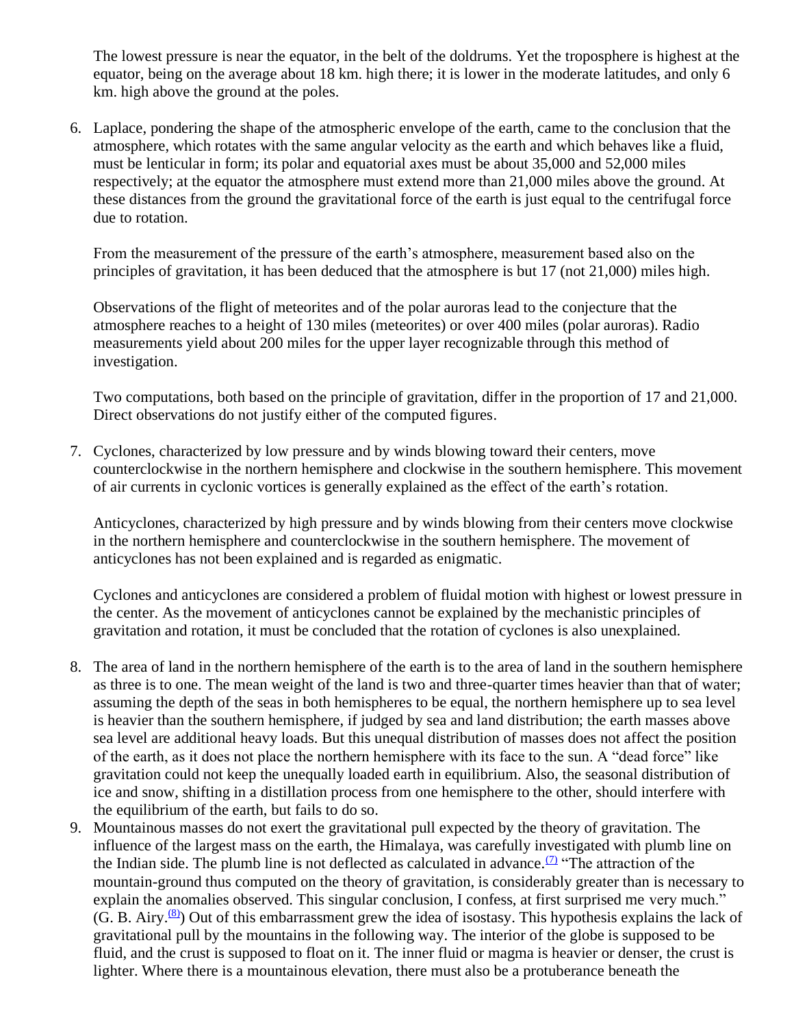The lowest pressure is near the equator, in the belt of the doldrums. Yet the troposphere is highest at the equator, being on the average about 18 km. high there; it is lower in the moderate latitudes, and only 6 km. high above the ground at the poles.

6. Laplace, pondering the shape of the atmospheric envelope of the earth, came to the conclusion that the atmosphere, which rotates with the same angular velocity as the earth and which behaves like a fluid, must be lenticular in form; its polar and equatorial axes must be about 35,000 and 52,000 miles respectively; at the equator the atmosphere must extend more than 21,000 miles above the ground. At these distances from the ground the gravitational force of the earth is just equal to the centrifugal force due to rotation.

   From the measurement of the pressure of the earth's atmosphere, measurement based also on the principles of gravitation, it has been deduced that the atmosphere is but 17 (not 21,000) miles high.

   Observations of the flight of meteorites and of the polar auroras lead to the conjecture that the atmosphere reaches to a height of 130 miles (meteorites) or over 400 miles (polar auroras). Radio measurements yield about 200 miles for the upper layer recognizable through this method of investigation.

   Two computations, both based on the principle of gravitation, differ in the proportion of 17 and 21,000. Direct observations do not justify either of the computed figures.

7. Cyclones, characterized by low pressure and by winds blowing toward their centers, move counterclockwise in the northern hemisphere and clockwise in the southern hemisphere. This movement of air currents in cyclonic vortices is generally explained as the effect of the earth's rotation.

   Anticyclones, characterized by high pressure and by winds blowing from their centers move clockwise in the northern hemisphere and counterclockwise in the southern hemisphere. The movement of anticyclones has not been explained and is regarded as enigmatic.

   Cyclones and anticyclones are considered a problem of fluidal motion with highest or lowest pressure in the center. As the movement of anticyclones cannot be explained by the mechanistic principles of gravitation and rotation, it must be concluded that the rotation of cyclones is also unexplained.

8. The area of land in the northern hemisphere of the earth is to the area of land in the southern hemisphere as three is to one. The mean weight of the land is two and three-quarter times heavier than that of water; assuming the depth of the seas in both hemispheres to be equal, the northern hemisphere up to sea level is heavier than the southern hemisphere, if judged by sea and land distribution; the earth masses above sea level are additional heavy loads. But this unequal distribution of masses does not affect the position of the earth, as it does not place the northern hemisphere with its face to the sun. A "dead force" like gravitation could not keep the unequally loaded earth in equilibrium. Also, the seasonal distribution of ice and snow, shifting in a distillation process from one hemisphere to the other, should interfere with the equilibrium of the earth, but fails to do so.
9. Mountainous masses do not exert the gravitational pull expected by the theory of gravitation. The influence of the largest mass on the earth, the Himalaya, was carefully investigated with plumb line on the Indian side. The plumb line is not deflected as calculated in advance.[7] "The attraction of the mountain-ground thus computed on the theory of gravitation, is considerably greater than is necessary to explain the anomalies observed. This singular conclusion, I confess, at first surprised me very much." (G. B. Airy.[8]) Out of this embarrassment grew the idea of isostasy. This hypothesis explains the lack of gravitational pull by the mountains in the following way. The interior of the globe is supposed to be fluid, and the crust is supposed to float on it. The inner fluid or magma is heavier or denser, the crust is lighter. Where there is a mountainous elevation, there must also be a protuberance beneath the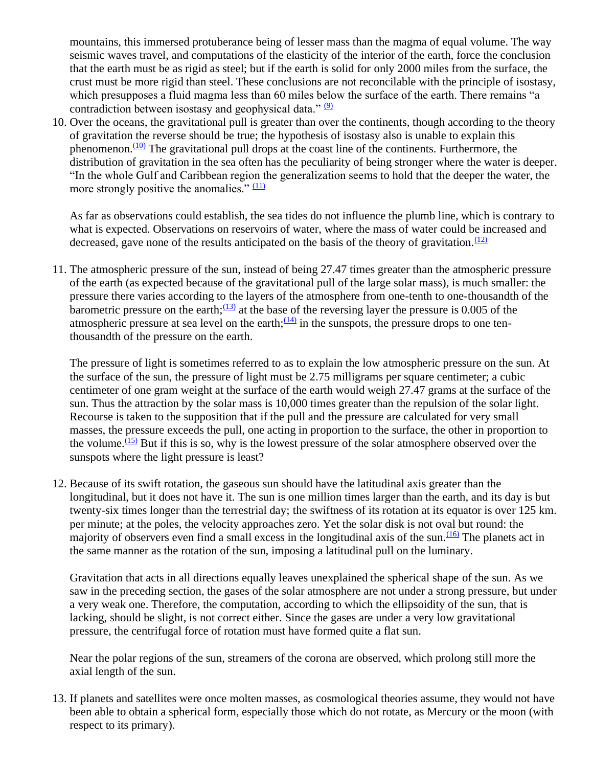mountains, this immersed protuberance being of lesser mass than the magma of equal volume. The way seismic waves travel, and computations of the elasticity of the interior of the earth, force the conclusion that the earth must be as rigid as steel; but if the earth is solid for only 2000 miles from the surface, the crust must be more rigid than steel. These conclusions are not reconcilable with the principle of isostasy, which presupposes a fluid magma less than 60 miles below the surface of the earth. There remains "a contradiction between isostasy and geophysical data." [(9)]

10. Over the oceans, the gravitational pull is greater than over the continents, though according to the theory of gravitation the reverse should be true; the hypothesis of isostasy also is unable to explain this phenomenon.[(10)] The gravitational pull drops at the coast line of the continents. Furthermore, the distribution of gravitation in the sea often has the peculiarity of being stronger where the water is deeper. "In the whole Gulf and Caribbean region the generalization seems to hold that the deeper the water, the more strongly positive the anomalies." [(11)]

    As far as observations could establish, the sea tides do not influence the plumb line, which is contrary to what is expected. Observations on reservoirs of water, where the mass of water could be increased and decreased, gave none of the results anticipated on the basis of the theory of gravitation.[(12)]

11. The atmospheric pressure of the sun, instead of being 27.47 times greater than the atmospheric pressure of the earth (as expected because of the gravitational pull of the large solar mass), is much smaller: the pressure there varies according to the layers of the atmosphere from one-tenth to one-thousandth of the barometric pressure on the earth;[(13)] at the base of the reversing layer the pressure is 0.005 of the atmospheric pressure at sea level on the earth;[(14)] in the sunspots, the pressure drops to one ten-thousandth of the pressure on the earth.

    The pressure of light is sometimes referred to as to explain the low atmospheric pressure on the sun. At the surface of the sun, the pressure of light must be 2.75 milligrams per square centimeter; a cubic centimeter of one gram weight at the surface of the earth would weigh 27.47 grams at the surface of the sun. Thus the attraction by the solar mass is 10,000 times greater than the repulsion of the solar light. Recourse is taken to the supposition that if the pull and the pressure are calculated for very small masses, the pressure exceeds the pull, one acting in proportion to the surface, the other in proportion to the volume.[(15)] But if this is so, why is the lowest pressure of the solar atmosphere observed over the sunspots where the light pressure is least?

12. Because of its swift rotation, the gaseous sun should have the latitudinal axis greater than the longitudinal, but it does not have it. The sun is one million times larger than the earth, and its day is but twenty-six times longer than the terrestrial day; the swiftness of its rotation at its equator is over 125 km. per minute; at the poles, the velocity approaches zero. Yet the solar disk is not oval but round: the majority of observers even find a small excess in the longitudinal axis of the sun.[(16)] The planets act in the same manner as the rotation of the sun, imposing a latitudinal pull on the luminary.

    Gravitation that acts in all directions equally leaves unexplained the spherical shape of the sun. As we saw in the preceding section, the gases of the solar atmosphere are not under a strong pressure, but under a very weak one. Therefore, the computation, according to which the ellipsoidity of the sun, that is lacking, should be slight, is not correct either. Since the gases are under a very low gravitational pressure, the centrifugal force of rotation must have formed quite a flat sun.

    Near the polar regions of the sun, streamers of the corona are observed, which prolong still more the axial length of the sun.

13. If planets and satellites were once molten masses, as cosmological theories assume, they would not have been able to obtain a spherical form, especially those which do not rotate, as Mercury or the moon (with respect to its primary).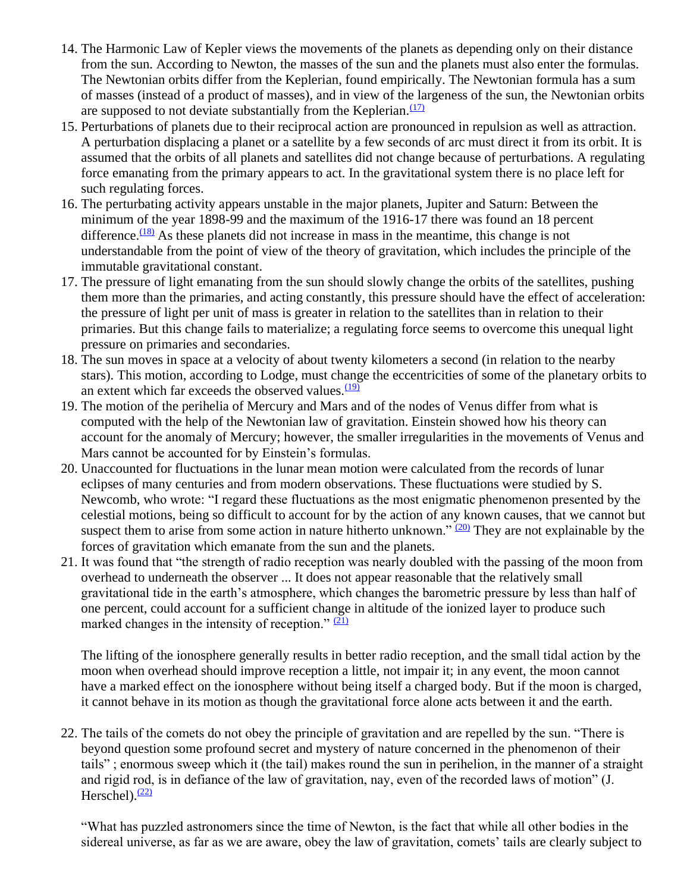14. The Harmonic Law of Kepler views the movements of the planets as depending only on their distance from the sun. According to Newton, the masses of the sun and the planets must also enter the formulas. The Newtonian orbits differ from the Keplerian, found empirically. The Newtonian formula has a sum of masses (instead of a product of masses), and in view of the largeness of the sun, the Newtonian orbits are supposed to not deviate substantially from the Keplerian.[(17)]
15. Perturbations of planets due to their reciprocal action are pronounced in repulsion as well as attraction. A perturbation displacing a planet or a satellite by a few seconds of arc must direct it from its orbit. It is assumed that the orbits of all planets and satellites did not change because of perturbations. A regulating force emanating from the primary appears to act. In the gravitational system there is no place left for such regulating forces.
16. The perturbating activity appears unstable in the major planets, Jupiter and Saturn: Between the minimum of the year 1898-99 and the maximum of the 1916-17 there was found an 18 percent difference.[(18)] As these planets did not increase in mass in the meantime, this change is not understandable from the point of view of the theory of gravitation, which includes the principle of the immutable gravitational constant.
17. The pressure of light emanating from the sun should slowly change the orbits of the satellites, pushing them more than the primaries, and acting constantly, this pressure should have the effect of acceleration: the pressure of light per unit of mass is greater in relation to the satellites than in relation to their primaries. But this change fails to materialize; a regulating force seems to overcome this unequal light pressure on primaries and secondaries.
18. The sun moves in space at a velocity of about twenty kilometers a second (in relation to the nearby stars). This motion, according to Lodge, must change the eccentricities of some of the planetary orbits to an extent which far exceeds the observed values.[(19)]
19. The motion of the perihelia of Mercury and Mars and of the nodes of Venus differ from what is computed with the help of the Newtonian law of gravitation. Einstein showed how his theory can account for the anomaly of Mercury; however, the smaller irregularities in the movements of Venus and Mars cannot be accounted for by Einstein's formulas.
20. Unaccounted for fluctuations in the lunar mean motion were calculated from the records of lunar eclipses of many centuries and from modern observations. These fluctuations were studied by S. Newcomb, who wrote: "I regard these fluctuations as the most enigmatic phenomenon presented by the celestial motions, being so difficult to account for by the action of any known causes, that we cannot but suspect them to arise from some action in nature hitherto unknown." [(20)] They are not explainable by the forces of gravitation which emanate from the sun and the planets.
21. It was found that "the strength of radio reception was nearly doubled with the passing of the moon from overhead to underneath the observer ... It does not appear reasonable that the relatively small gravitational tide in the earth's atmosphere, which changes the barometric pressure by less than half of one percent, could account for a sufficient change in altitude of the ionized layer to produce such marked changes in the intensity of reception." [(21)]

    The lifting of the ionosphere generally results in better radio reception, and the small tidal action by the moon when overhead should improve reception a little, not impair it; in any event, the moon cannot have a marked effect on the ionosphere without being itself a charged body. But if the moon is charged, it cannot behave in its motion as though the gravitational force alone acts between it and the earth.

22. The tails of the comets do not obey the principle of gravitation and are repelled by the sun. "There is beyond question some profound secret and mystery of nature concerned in the phenomenon of their tails" ; enormous sweep which it (the tail) makes round the sun in perihelion, in the manner of a straight and rigid rod, is in defiance of the law of gravitation, nay, even of the recorded laws of motion" (J. Herschel).[(22)]

    "What has puzzled astronomers since the time of Newton, is the fact that while all other bodies in the sidereal universe, as far as we are aware, obey the law of gravitation, comets' tails are clearly subject to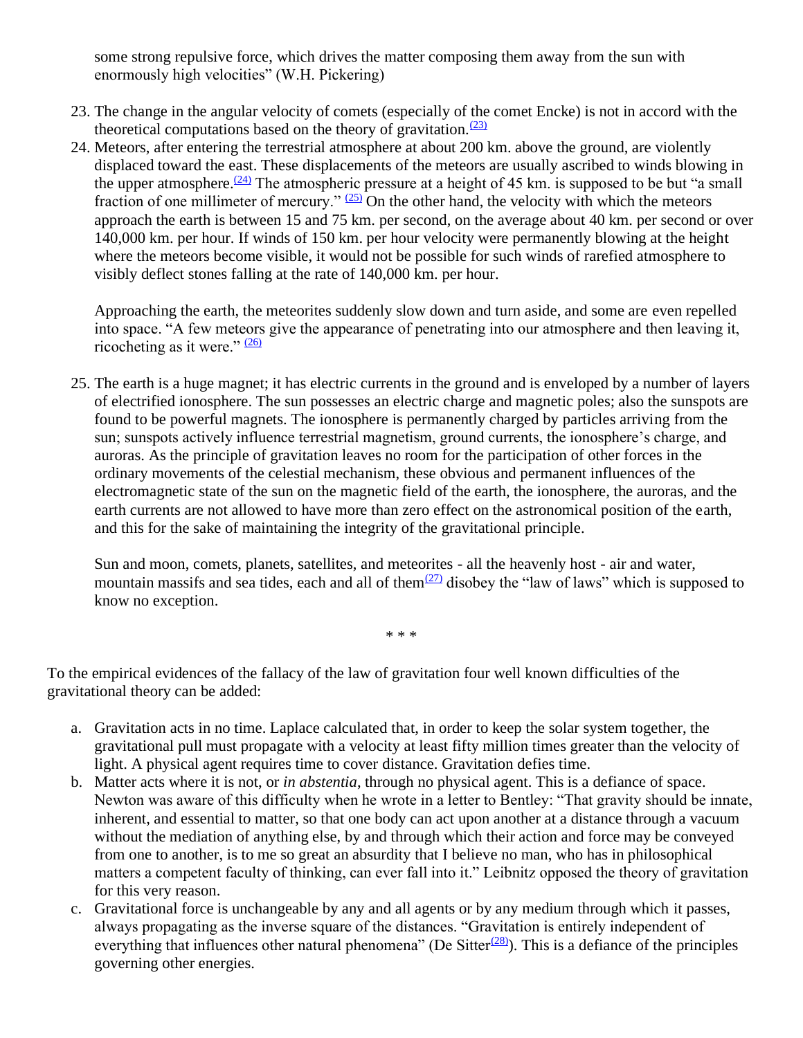some strong repulsive force, which drives the matter composing them away from the sun with enormously high velocities" (W.H. Pickering)

23. The change in the angular velocity of comets (especially of the comet Encke) is not in accord with the theoretical computations based on the theory of gravitation.[(23)]
24. Meteors, after entering the terrestrial atmosphere at about 200 km. above the ground, are violently displaced toward the east. These displacements of the meteors are usually ascribed to winds blowing in the upper atmosphere.[(24)] The atmospheric pressure at a height of 45 km. is supposed to be but "a small fraction of one millimeter of mercury." [(25)] On the other hand, the velocity with which the meteors approach the earth is between 15 and 75 km. per second, on the average about 40 km. per second or over 140,000 km. per hour. If winds of 150 km. per hour velocity were permanently blowing at the height where the meteors become visible, it would not be possible for such winds of rarefied atmosphere to visibly deflect stones falling at the rate of 140,000 km. per hour.

   Approaching the earth, the meteorites suddenly slow down and turn aside, and some are even repelled into space. "A few meteors give the appearance of penetrating into our atmosphere and then leaving it, ricocheting as it were." [(26)]

25. The earth is a huge magnet; it has electric currents in the ground and is enveloped by a number of layers of electrified ionosphere. The sun possesses an electric charge and magnetic poles; also the sunspots are found to be powerful magnets. The ionosphere is permanently charged by particles arriving from the sun; sunspots actively influence terrestrial magnetism, ground currents, the ionosphere's charge, and auroras. As the principle of gravitation leaves no room for the participation of other forces in the ordinary movements of the celestial mechanism, these obvious and permanent influences of the electromagnetic state of the sun on the magnetic field of the earth, the ionosphere, the auroras, and the earth currents are not allowed to have more than zero effect on the astronomical position of the earth, and this for the sake of maintaining the integrity of the gravitational principle.

   Sun and moon, comets, planets, satellites, and meteorites - all the heavenly host - air and water, mountain massifs and sea tides, each and all of them[(27)] disobey the "law of laws" which is supposed to know no exception.

\* \* \*

To the empirical evidences of the fallacy of the law of gravitation four well known difficulties of the gravitational theory can be added:

a. Gravitation acts in no time. Laplace calculated that, in order to keep the solar system together, the gravitational pull must propagate with a velocity at least fifty million times greater than the velocity of light. A physical agent requires time to cover distance. Gravitation defies time.
b. Matter acts where it is not, or *in abstentia*, through no physical agent. This is a defiance of space. Newton was aware of this difficulty when he wrote in a letter to Bentley: "That gravity should be innate, inherent, and essential to matter, so that one body can act upon another at a distance through a vacuum without the mediation of anything else, by and through which their action and force may be conveyed from one to another, is to me so great an absurdity that I believe no man, who has in philosophical matters a competent faculty of thinking, can ever fall into it." Leibnitz opposed the theory of gravitation for this very reason.
c. Gravitational force is unchangeable by any and all agents or by any medium through which it passes, always propagating as the inverse square of the distances. "Gravitation is entirely independent of everything that influences other natural phenomena" (De Sitter[(28)]). This is a defiance of the principles governing other energies.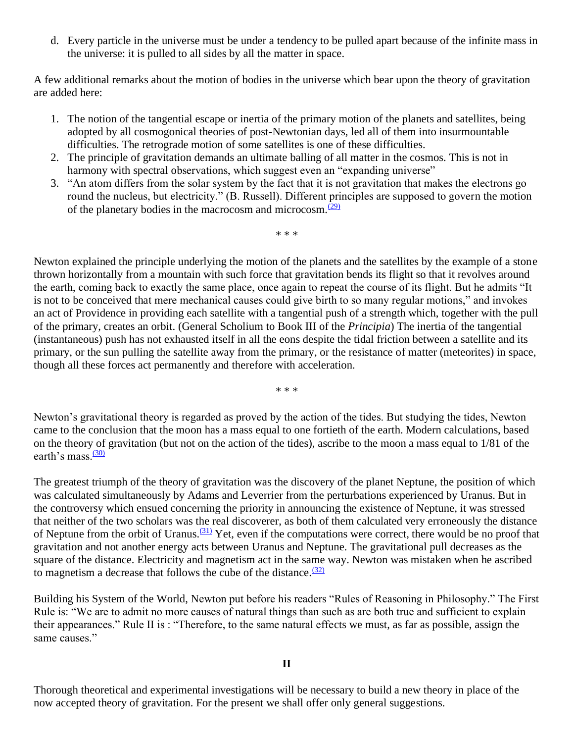d. Every particle in the universe must be under a tendency to be pulled apart because of the infinite mass in the universe: it is pulled to all sides by all the matter in space.

A few additional remarks about the motion of bodies in the universe which bear upon the theory of gravitation are added here:

1. The notion of the tangential escape or inertia of the primary motion of the planets and satellites, being adopted by all cosmogonical theories of post-Newtonian days, led all of them into insurmountable difficulties. The retrograde motion of some satellites is one of these difficulties.
2. The principle of gravitation demands an ultimate balling of all matter in the cosmos. This is not in harmony with spectral observations, which suggest even an "expanding universe"
3. "An atom differs from the solar system by the fact that it is not gravitation that makes the electrons go round the nucleus, but electricity." (B. Russell). Different principles are supposed to govern the motion of the planetary bodies in the macrocosm and microcosm.[(29)]

\* \* \*

Newton explained the principle underlying the motion of the planets and the satellites by the example of a stone thrown horizontally from a mountain with such force that gravitation bends its flight so that it revolves around the earth, coming back to exactly the same place, once again to repeat the course of its flight. But he admits "It is not to be conceived that mere mechanical causes could give birth to so many regular motions," and invokes an act of Providence in providing each satellite with a tangential push of a strength which, together with the pull of the primary, creates an orbit. (General Scholium to Book III of the *Principia*) The inertia of the tangential (instantaneous) push has not exhausted itself in all the eons despite the tidal friction between a satellite and its primary, or the sun pulling the satellite away from the primary, or the resistance of matter (meteorites) in space, though all these forces act permanently and therefore with acceleration.

\* \* \*

Newton's gravitational theory is regarded as proved by the action of the tides. But studying the tides, Newton came to the conclusion that the moon has a mass equal to one fortieth of the earth. Modern calculations, based on the theory of gravitation (but not on the action of the tides), ascribe to the moon a mass equal to 1/81 of the earth's mass.[(30)]

The greatest triumph of the theory of gravitation was the discovery of the planet Neptune, the position of which was calculated simultaneously by Adams and Leverrier from the perturbations experienced by Uranus. But in the controversy which ensued concerning the priority in announcing the existence of Neptune, it was stressed that neither of the two scholars was the real discoverer, as both of them calculated very erroneously the distance of Neptune from the orbit of Uranus.[(31)] Yet, even if the computations were correct, there would be no proof that gravitation and not another energy acts between Uranus and Neptune. The gravitational pull decreases as the square of the distance. Electricity and magnetism act in the same way. Newton was mistaken when he ascribed to magnetism a decrease that follows the cube of the distance.[(32)]

Building his System of the World, Newton put before his readers "Rules of Reasoning in Philosophy." The First Rule is: "We are to admit no more causes of natural things than such as are both true and sufficient to explain their appearances." Rule II is : "Therefore, to the same natural effects we must, as far as possible, assign the same causes."

## II

Thorough theoretical and experimental investigations will be necessary to build a new theory in place of the now accepted theory of gravitation. For the present we shall offer only general suggestions.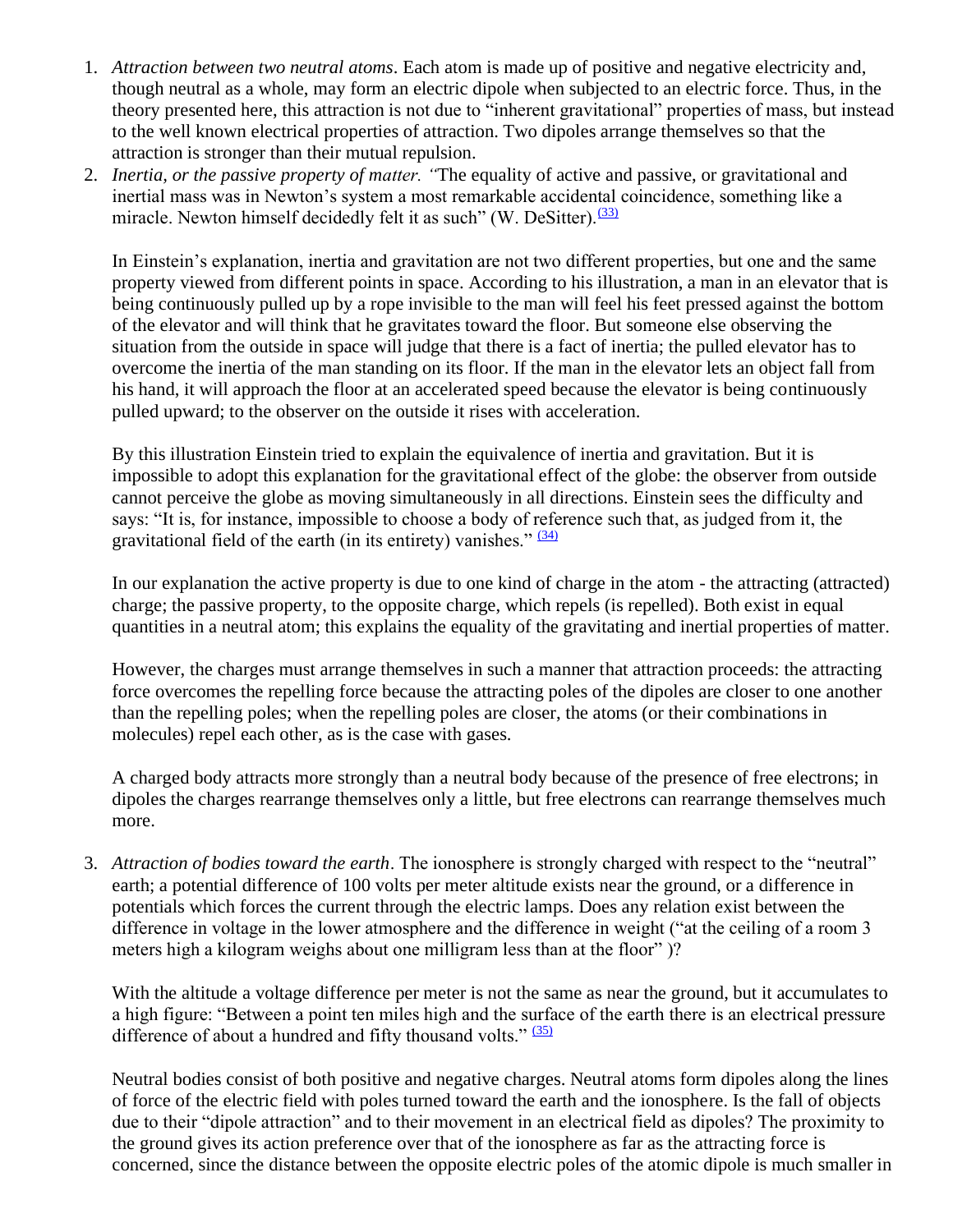1. *Attraction between two neutral atoms*. Each atom is made up of positive and negative electricity and, though neutral as a whole, may form an electric dipole when subjected to an electric force. Thus, in the theory presented here, this attraction is not due to "inherent gravitational" properties of mass, but instead to the well known electrical properties of attraction. Two dipoles arrange themselves so that the attraction is stronger than their mutual repulsion.
2. *Inertia, or the passive property of matter. "*The equality of active and passive, or gravitational and inertial mass was in Newton's system a most remarkable accidental coincidence, something like a miracle. Newton himself decidedly felt it as such" (W. DeSitter).[(33)]

   In Einstein's explanation, inertia and gravitation are not two different properties, but one and the same property viewed from different points in space. According to his illustration, a man in an elevator that is being continuously pulled up by a rope invisible to the man will feel his feet pressed against the bottom of the elevator and will think that he gravitates toward the floor. But someone else observing the situation from the outside in space will judge that there is a fact of inertia; the pulled elevator has to overcome the inertia of the man standing on its floor. If the man in the elevator lets an object fall from his hand, it will approach the floor at an accelerated speed because the elevator is being continuously pulled upward; to the observer on the outside it rises with acceleration.

   By this illustration Einstein tried to explain the equivalence of inertia and gravitation. But it is impossible to adopt this explanation for the gravitational effect of the globe: the observer from outside cannot perceive the globe as moving simultaneously in all directions. Einstein sees the difficulty and says: "It is, for instance, impossible to choose a body of reference such that, as judged from it, the gravitational field of the earth (in its entirety) vanishes." [(34)]

   In our explanation the active property is due to one kind of charge in the atom - the attracting (attracted) charge; the passive property, to the opposite charge, which repels (is repelled). Both exist in equal quantities in a neutral atom; this explains the equality of the gravitating and inertial properties of matter.

   However, the charges must arrange themselves in such a manner that attraction proceeds: the attracting force overcomes the repelling force because the attracting poles of the dipoles are closer to one another than the repelling poles; when the repelling poles are closer, the atoms (or their combinations in molecules) repel each other, as is the case with gases.

   A charged body attracts more strongly than a neutral body because of the presence of free electrons; in dipoles the charges rearrange themselves only a little, but free electrons can rearrange themselves much more.

3. *Attraction of bodies toward the earth*. The ionosphere is strongly charged with respect to the "neutral" earth; a potential difference of 100 volts per meter altitude exists near the ground, or a difference in potentials which forces the current through the electric lamps. Does any relation exist between the difference in voltage in the lower atmosphere and the difference in weight ("at the ceiling of a room 3 meters high a kilogram weighs about one milligram less than at the floor" )?

   With the altitude a voltage difference per meter is not the same as near the ground, but it accumulates to a high figure: "Between a point ten miles high and the surface of the earth there is an electrical pressure difference of about a hundred and fifty thousand volts." [(35)]

   Neutral bodies consist of both positive and negative charges. Neutral atoms form dipoles along the lines of force of the electric field with poles turned toward the earth and the ionosphere. Is the fall of objects due to their "dipole attraction" and to their movement in an electrical field as dipoles? The proximity to the ground gives its action preference over that of the ionosphere as far as the attracting force is concerned, since the distance between the opposite electric poles of the atomic dipole is much smaller in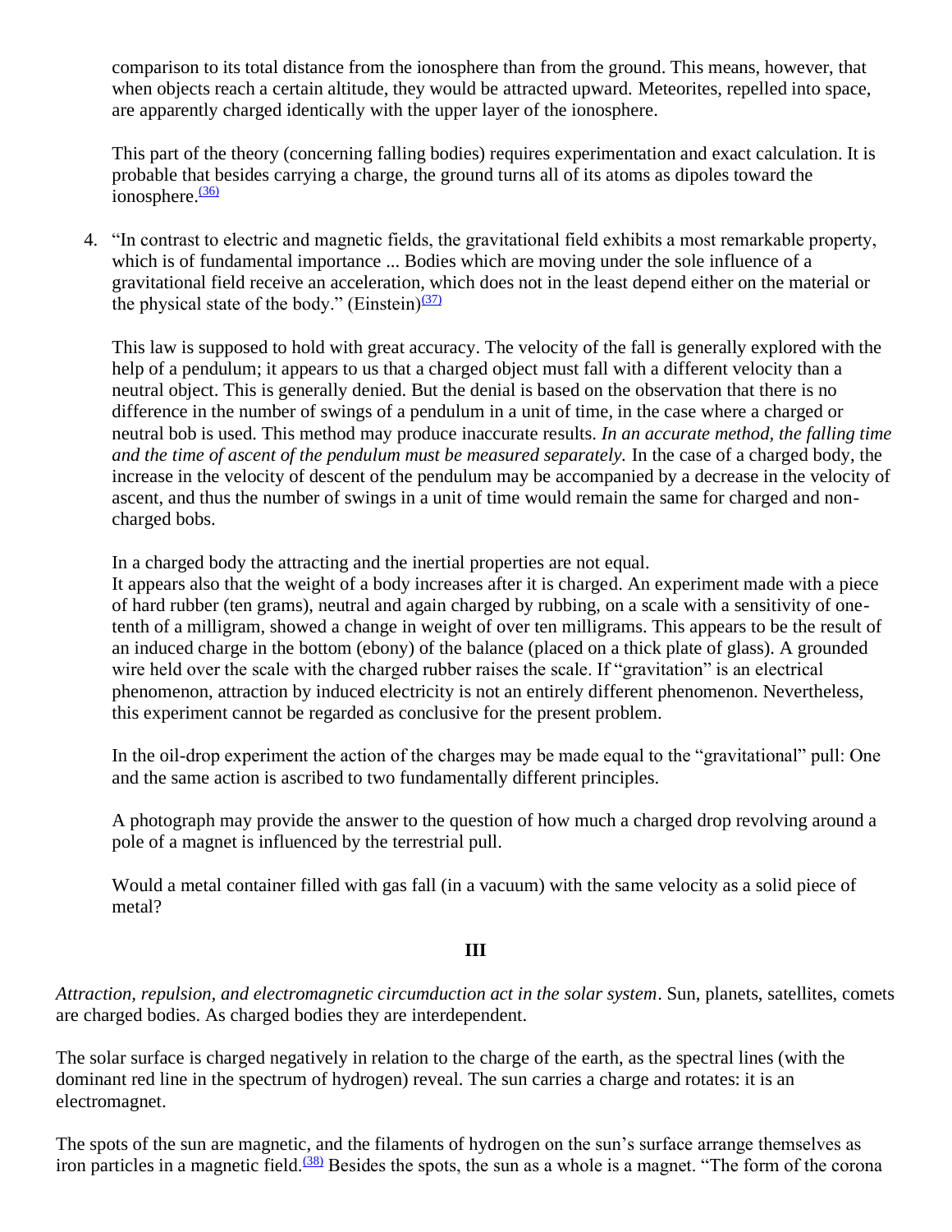comparison to its total distance from the ionosphere than from the ground. This means, however, that when objects reach a certain altitude, they would be attracted upward. Meteorites, repelled into space, are apparently charged identically with the upper layer of the ionosphere.

This part of the theory (concerning falling bodies) requires experimentation and exact calculation. It is probable that besides carrying a charge, the ground turns all of its atoms as dipoles toward the ionosphere.[36]

4. "In contrast to electric and magnetic fields, the gravitational field exhibits a most remarkable property, which is of fundamental importance ... Bodies which are moving under the sole influence of a gravitational field receive an acceleration, which does not in the least depend either on the material or the physical state of the body." (Einstein)[37]

   This law is supposed to hold with great accuracy. The velocity of the fall is generally explored with the help of a pendulum; it appears to us that a charged object must fall with a different velocity than a neutral object. This is generally denied. But the denial is based on the observation that there is no difference in the number of swings of a pendulum in a unit of time, in the case where a charged or neutral bob is used. This method may produce inaccurate results. *In an accurate method, the falling time and the time of ascent of the pendulum must be measured separately.* In the case of a charged body, the increase in the velocity of descent of the pendulum may be accompanied by a decrease in the velocity of ascent, and thus the number of swings in a unit of time would remain the same for charged and non-charged bobs.

   In a charged body the attracting and the inertial properties are not equal.
   It appears also that the weight of a body increases after it is charged. An experiment made with a piece of hard rubber (ten grams), neutral and again charged by rubbing, on a scale with a sensitivity of one-tenth of a milligram, showed a change in weight of over ten milligrams. This appears to be the result of an induced charge in the bottom (ebony) of the balance (placed on a thick plate of glass). A grounded wire held over the scale with the charged rubber raises the scale. If "gravitation" is an electrical phenomenon, attraction by induced electricity is not an entirely different phenomenon. Nevertheless, this experiment cannot be regarded as conclusive for the present problem.

   In the oil-drop experiment the action of the charges may be made equal to the "gravitational" pull: One and the same action is ascribed to two fundamentally different principles.

   A photograph may provide the answer to the question of how much a charged drop revolving around a pole of a magnet is influenced by the terrestrial pull.

   Would a metal container filled with gas fall (in a vacuum) with the same velocity as a solid piece of metal?

### III

*Attraction, repulsion, and electromagnetic circumduction act in the solar system*. Sun, planets, satellites, comets are charged bodies. As charged bodies they are interdependent.

The solar surface is charged negatively in relation to the charge of the earth, as the spectral lines (with the dominant red line in the spectrum of hydrogen) reveal. The sun carries a charge and rotates: it is an electromagnet.

The spots of the sun are magnetic, and the filaments of hydrogen on the sun's surface arrange themselves as iron particles in a magnetic field.[38] Besides the spots, the sun as a whole is a magnet. "The form of the corona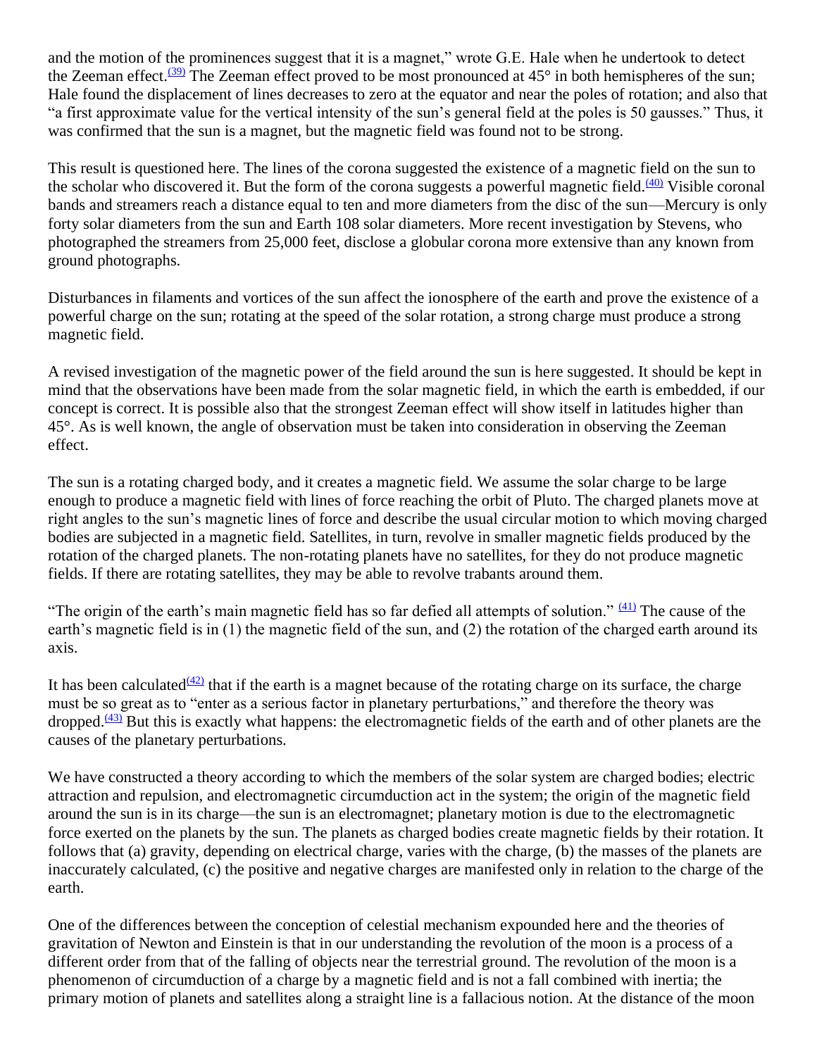and the motion of the prominences suggest that it is a magnet," wrote G.E. Hale when he undertook to detect the Zeeman effect.[(39)] The Zeeman effect proved to be most pronounced at 45° in both hemispheres of the sun; Hale found the displacement of lines decreases to zero at the equator and near the poles of rotation; and also that "a first approximate value for the vertical intensity of the sun's general field at the poles is 50 gausses." Thus, it was confirmed that the sun is a magnet, but the magnetic field was found not to be strong.

This result is questioned here. The lines of the corona suggested the existence of a magnetic field on the sun to the scholar who discovered it. But the form of the corona suggests a powerful magnetic field.[(40)] Visible coronal bands and streamers reach a distance equal to ten and more diameters from the disc of the sun—Mercury is only forty solar diameters from the sun and Earth 108 solar diameters. More recent investigation by Stevens, who photographed the streamers from 25,000 feet, disclose a globular corona more extensive than any known from ground photographs.

Disturbances in filaments and vortices of the sun affect the ionosphere of the earth and prove the existence of a powerful charge on the sun; rotating at the speed of the solar rotation, a strong charge must produce a strong magnetic field.

A revised investigation of the magnetic power of the field around the sun is here suggested. It should be kept in mind that the observations have been made from the solar magnetic field, in which the earth is embedded, if our concept is correct. It is possible also that the strongest Zeeman effect will show itself in latitudes higher than 45°. As is well known, the angle of observation must be taken into consideration in observing the Zeeman effect.

The sun is a rotating charged body, and it creates a magnetic field. We assume the solar charge to be large enough to produce a magnetic field with lines of force reaching the orbit of Pluto. The charged planets move at right angles to the sun's magnetic lines of force and describe the usual circular motion to which moving charged bodies are subjected in a magnetic field. Satellites, in turn, revolve in smaller magnetic fields produced by the rotation of the charged planets. The non-rotating planets have no satellites, for they do not produce magnetic fields. If there are rotating satellites, they may be able to revolve trabants around them.

"The origin of the earth's main magnetic field has so far defied all attempts of solution." [(41)] The cause of the earth's magnetic field is in (1) the magnetic field of the sun, and (2) the rotation of the charged earth around its axis.

It has been calculated[(42)] that if the earth is a magnet because of the rotating charge on its surface, the charge must be so great as to "enter as a serious factor in planetary perturbations," and therefore the theory was dropped.[(43)] But this is exactly what happens: the electromagnetic fields of the earth and of other planets are the causes of the planetary perturbations.

We have constructed a theory according to which the members of the solar system are charged bodies; electric attraction and repulsion, and electromagnetic circumduction act in the system; the origin of the magnetic field around the sun is in its charge—the sun is an electromagnet; planetary motion is due to the electromagnetic force exerted on the planets by the sun. The planets as charged bodies create magnetic fields by their rotation. It follows that (a) gravity, depending on electrical charge, varies with the charge, (b) the masses of the planets are inaccurately calculated, (c) the positive and negative charges are manifested only in relation to the charge of the earth.

One of the differences between the conception of celestial mechanism expounded here and the theories of gravitation of Newton and Einstein is that in our understanding the revolution of the moon is a process of a different order from that of the falling of objects near the terrestrial ground. The revolution of the moon is a phenomenon of circumduction of a charge by a magnetic field and is not a fall combined with inertia; the primary motion of planets and satellites along a straight line is a fallacious notion. At the distance of the moon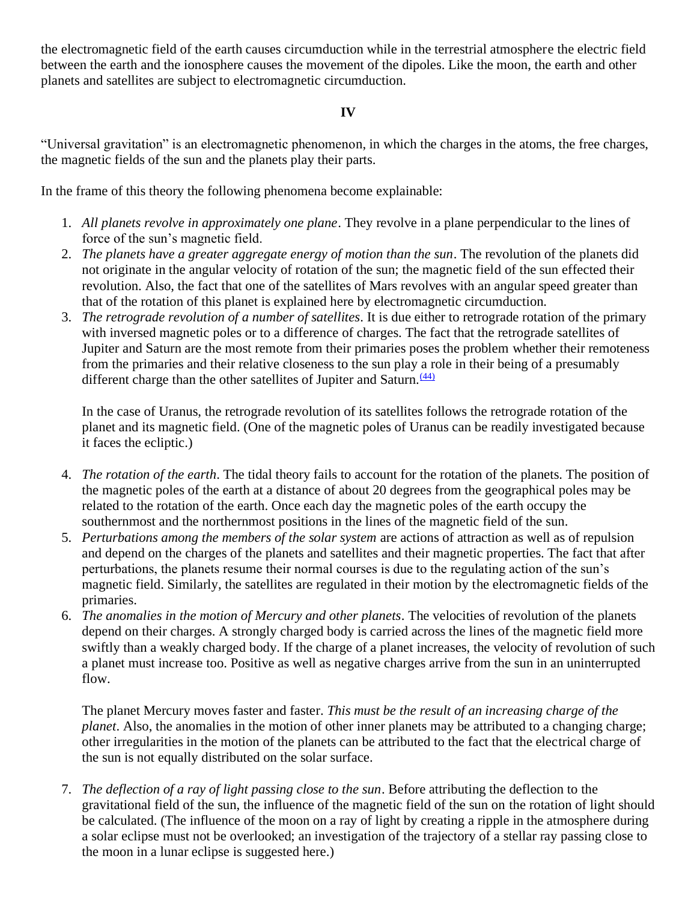the electromagnetic field of the earth causes circumduction while in the terrestrial atmosphere the electric field between the earth and the ionosphere causes the movement of the dipoles. Like the moon, the earth and other planets and satellites are subject to electromagnetic circumduction.

## IV

"Universal gravitation" is an electromagnetic phenomenon, in which the charges in the atoms, the free charges, the magnetic fields of the sun and the planets play their parts.

In the frame of this theory the following phenomena become explainable:

1. *All planets revolve in approximately one plane*. They revolve in a plane perpendicular to the lines of force of the sun's magnetic field.
2. *The planets have a greater aggregate energy of motion than the sun*. The revolution of the planets did not originate in the angular velocity of rotation of the sun; the magnetic field of the sun effected their revolution. Also, the fact that one of the satellites of Mars revolves with an angular speed greater than that of the rotation of this planet is explained here by electromagnetic circumduction.
3. *The retrograde revolution of a number of satellites*. It is due either to retrograde rotation of the primary with inversed magnetic poles or to a difference of charges. The fact that the retrograde satellites of Jupiter and Saturn are the most remote from their primaries poses the problem whether their remoteness from the primaries and their relative closeness to the sun play a role in their being of a presumably different charge than the other satellites of Jupiter and Saturn.[(44)]

   In the case of Uranus, the retrograde revolution of its satellites follows the retrograde rotation of the planet and its magnetic field. (One of the magnetic poles of Uranus can be readily investigated because it faces the ecliptic.)

4. *The rotation of the earth*. The tidal theory fails to account for the rotation of the planets. The position of the magnetic poles of the earth at a distance of about 20 degrees from the geographical poles may be related to the rotation of the earth. Once each day the magnetic poles of the earth occupy the southernmost and the northernmost positions in the lines of the magnetic field of the sun.
5. *Perturbations among the members of the solar system* are actions of attraction as well as of repulsion and depend on the charges of the planets and satellites and their magnetic properties. The fact that after perturbations, the planets resume their normal courses is due to the regulating action of the sun's magnetic field. Similarly, the satellites are regulated in their motion by the electromagnetic fields of the primaries.
6. *The anomalies in the motion of Mercury and other planets*. The velocities of revolution of the planets depend on their charges. A strongly charged body is carried across the lines of the magnetic field more swiftly than a weakly charged body. If the charge of a planet increases, the velocity of revolution of such a planet must increase too. Positive as well as negative charges arrive from the sun in an uninterrupted flow.

   The planet Mercury moves faster and faster. *This must be the result of an increasing charge of the planet*. Also, the anomalies in the motion of other inner planets may be attributed to a changing charge; other irregularities in the motion of the planets can be attributed to the fact that the electrical charge of the sun is not equally distributed on the solar surface.

7. *The deflection of a ray of light passing close to the sun*. Before attributing the deflection to the gravitational field of the sun, the influence of the magnetic field of the sun on the rotation of light should be calculated. (The influence of the moon on a ray of light by creating a ripple in the atmosphere during a solar eclipse must not be overlooked; an investigation of the trajectory of a stellar ray passing close to the moon in a lunar eclipse is suggested here.)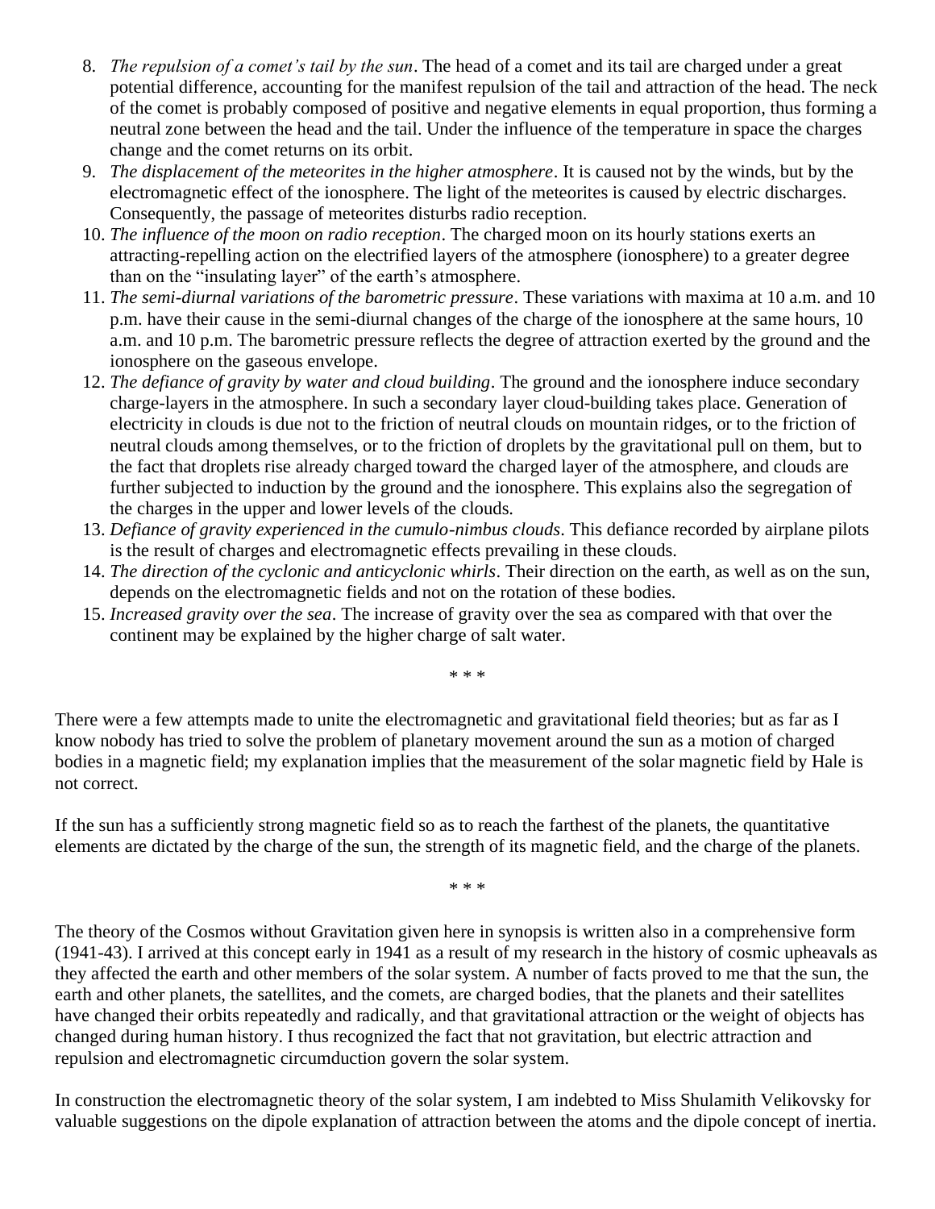8. *The repulsion of a comet's tail by the sun*. The head of a comet and its tail are charged under a great potential difference, accounting for the manifest repulsion of the tail and attraction of the head. The neck of the comet is probably composed of positive and negative elements in equal proportion, thus forming a neutral zone between the head and the tail. Under the influence of the temperature in space the charges change and the comet returns on its orbit.
9. *The displacement of the meteorites in the higher atmosphere*. It is caused not by the winds, but by the electromagnetic effect of the ionosphere. The light of the meteorites is caused by electric discharges. Consequently, the passage of meteorites disturbs radio reception.
10. *The influence of the moon on radio reception*. The charged moon on its hourly stations exerts an attracting-repelling action on the electrified layers of the atmosphere (ionosphere) to a greater degree than on the "insulating layer" of the earth's atmosphere.
11. *The semi-diurnal variations of the barometric pressure*. These variations with maxima at 10 a.m. and 10 p.m. have their cause in the semi-diurnal changes of the charge of the ionosphere at the same hours, 10 a.m. and 10 p.m. The barometric pressure reflects the degree of attraction exerted by the ground and the ionosphere on the gaseous envelope.
12. *The defiance of gravity by water and cloud building*. The ground and the ionosphere induce secondary charge-layers in the atmosphere. In such a secondary layer cloud-building takes place. Generation of electricity in clouds is due not to the friction of neutral clouds on mountain ridges, or to the friction of neutral clouds among themselves, or to the friction of droplets by the gravitational pull on them, but to the fact that droplets rise already charged toward the charged layer of the atmosphere, and clouds are further subjected to induction by the ground and the ionosphere. This explains also the segregation of the charges in the upper and lower levels of the clouds.
13. *Defiance of gravity experienced in the cumulo-nimbus clouds*. This defiance recorded by airplane pilots is the result of charges and electromagnetic effects prevailing in these clouds.
14. *The direction of the cyclonic and anticyclonic whirls*. Their direction on the earth, as well as on the sun, depends on the electromagnetic fields and not on the rotation of these bodies.
15. *Increased gravity over the sea*. The increase of gravity over the sea as compared with that over the continent may be explained by the higher charge of salt water.

\* \* \*

There were a few attempts made to unite the electromagnetic and gravitational field theories; but as far as I know nobody has tried to solve the problem of planetary movement around the sun as a motion of charged bodies in a magnetic field; my explanation implies that the measurement of the solar magnetic field by Hale is not correct.

If the sun has a sufficiently strong magnetic field so as to reach the farthest of the planets, the quantitative elements are dictated by the charge of the sun, the strength of its magnetic field, and the charge of the planets.

\* \* \*

The theory of the Cosmos without Gravitation given here in synopsis is written also in a comprehensive form (1941-43). I arrived at this concept early in 1941 as a result of my research in the history of cosmic upheavals as they affected the earth and other members of the solar system. A number of facts proved to me that the sun, the earth and other planets, the satellites, and the comets, are charged bodies, that the planets and their satellites have changed their orbits repeatedly and radically, and that gravitational attraction or the weight of objects has changed during human history. I thus recognized the fact that not gravitation, but electric attraction and repulsion and electromagnetic circumduction govern the solar system.

In construction the electromagnetic theory of the solar system, I am indebted to Miss Shulamith Velikovsky for valuable suggestions on the dipole explanation of attraction between the atoms and the dipole concept of inertia.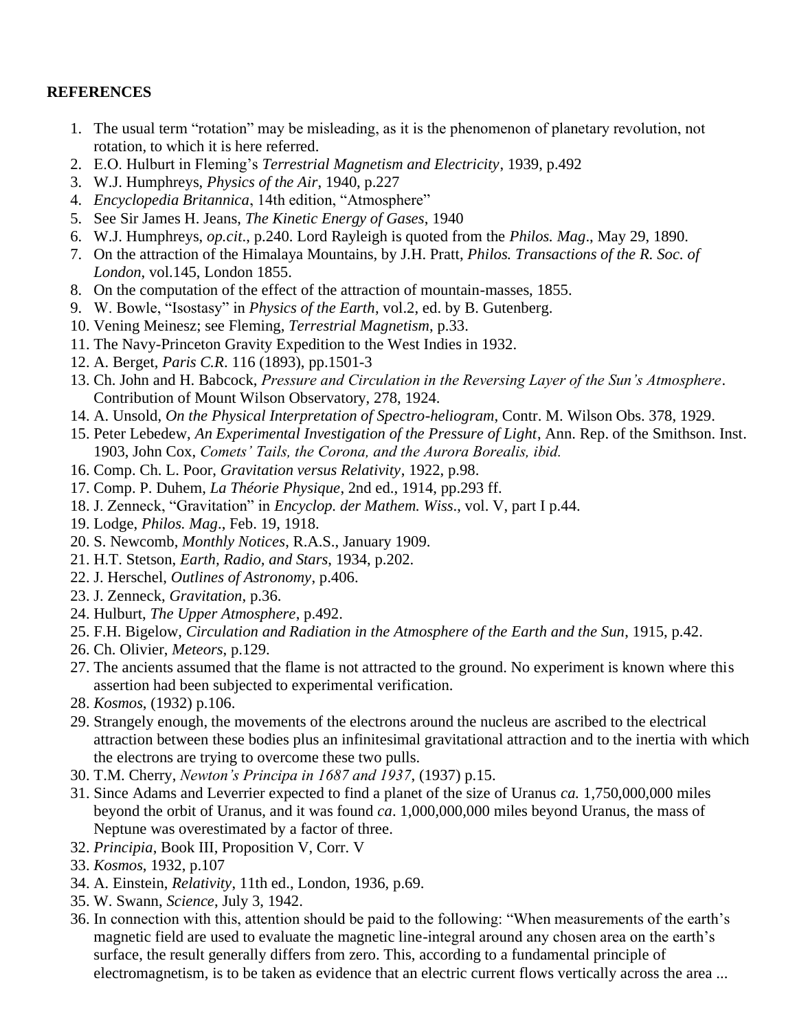**REFERENCES**

1. The usual term "rotation" may be misleading, as it is the phenomenon of planetary revolution, not rotation, to which it is here referred.
2. E.O. Hulburt in Fleming's *Terrestrial Magnetism and Electricity*, 1939, p.492
3. W.J. Humphreys, *Physics of the Air*, 1940, p.227
4. *Encyclopedia Britannica*, 14th edition, "Atmosphere"
5. See Sir James H. Jeans, *The Kinetic Energy of Gases*, 1940
6. W.J. Humphreys, *op.cit*., p.240. Lord Rayleigh is quoted from the *Philos. Mag*., May 29, 1890.
7. On the attraction of the Himalaya Mountains, by J.H. Pratt, *Philos. Transactions of the R. Soc. of London*, vol.145, London 1855.
8. On the computation of the effect of the attraction of mountain-masses, 1855.
9. W. Bowle, "Isostasy" in *Physics of the Earth*, vol.2, ed. by B. Gutenberg.
10. Vening Meinesz; see Fleming, *Terrestrial Magnetism*, p.33.
11. The Navy-Princeton Gravity Expedition to the West Indies in 1932.
12. A. Berget, *Paris C.R*. 116 (1893), pp.1501-3
13. Ch. John and H. Babcock, *Pressure and Circulation in the Reversing Layer of the Sun's Atmosphere*. Contribution of Mount Wilson Observatory, 278, 1924.
14. A. Unsold, *On the Physical Interpretation of Spectro-heliogram*, Contr. M. Wilson Obs. 378, 1929.
15. Peter Lebedew, *An Experimental Investigation of the Pressure of Light*, Ann. Rep. of the Smithson. Inst. 1903, John Cox, *Comets' Tails, the Corona, and the Aurora Borealis, ibid.*
16. Comp. Ch. L. Poor, *Gravitation versus Relativity*, 1922, p.98.
17. Comp. P. Duhem, *La Théorie Physique*, 2nd ed., 1914, pp.293 ff.
18. J. Zenneck, "Gravitation" in *Encyclop. der Mathem. Wiss*., vol. V, part I p.44.
19. Lodge, *Philos. Mag*., Feb. 19, 1918.
20. S. Newcomb, *Monthly Notices*, R.A.S., January 1909.
21. H.T. Stetson, *Earth, Radio, and Stars*, 1934, p.202.
22. J. Herschel, *Outlines of Astronomy*, p.406.
23. J. Zenneck, *Gravitation*, p.36.
24. Hulburt, *The Upper Atmosphere*, p.492.
25. F.H. Bigelow, *Circulation and Radiation in the Atmosphere of the Earth and the Sun*, 1915, p.42.
26. Ch. Olivier, *Meteors*, p.129.
27. The ancients assumed that the flame is not attracted to the ground. No experiment is known where this assertion had been subjected to experimental verification.
28. *Kosmos*, (1932) p.106.
29. Strangely enough, the movements of the electrons around the nucleus are ascribed to the electrical attraction between these bodies plus an infinitesimal gravitational attraction and to the inertia with which the electrons are trying to overcome these two pulls.
30. T.M. Cherry, *Newton's Principa in 1687 and 1937*, (1937) p.15.
31. Since Adams and Leverrier expected to find a planet of the size of Uranus *ca.* 1,750,000,000 miles beyond the orbit of Uranus, and it was found *ca*. 1,000,000,000 miles beyond Uranus, the mass of Neptune was overestimated by a factor of three.
32. *Principia*, Book III, Proposition V, Corr. V
33. *Kosmos*, 1932, p.107
34. A. Einstein, *Relativity*, 11th ed., London, 1936, p.69.
35. W. Swann, *Science*, July 3, 1942.
36. In connection with this, attention should be paid to the following: "When measurements of the earth's magnetic field are used to evaluate the magnetic line-integral around any chosen area on the earth's surface, the result generally differs from zero. This, according to a fundamental principle of electromagnetism, is to be taken as evidence that an electric current flows vertically across the area ...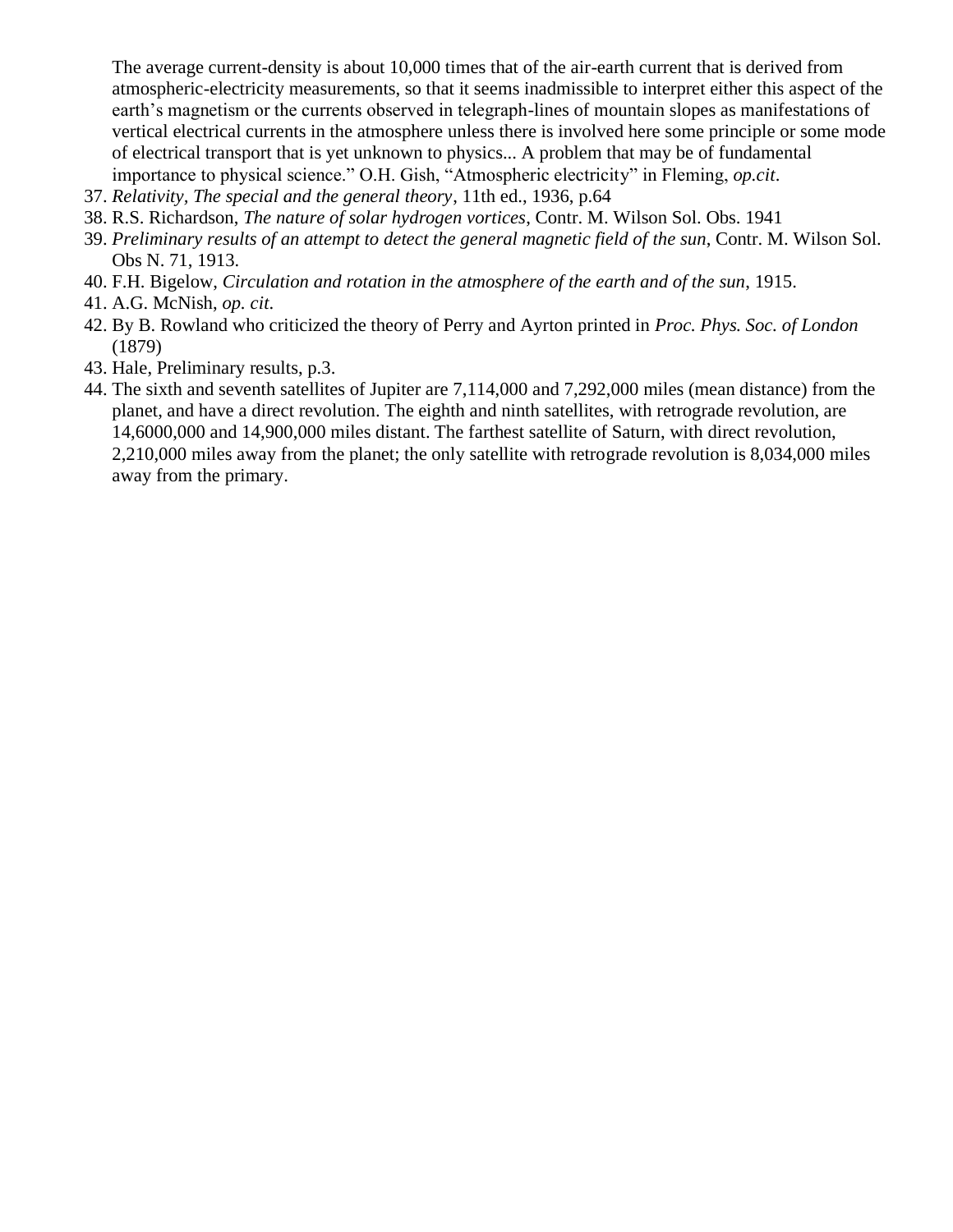The average current-density is about 10,000 times that of the air-earth current that is derived from atmospheric-electricity measurements, so that it seems inadmissible to interpret either this aspect of the earth's magnetism or the currents observed in telegraph-lines of mountain slopes as manifestations of vertical electrical currents in the atmosphere unless there is involved here some principle or some mode of electrical transport that is yet unknown to physics... A problem that may be of fundamental importance to physical science." O.H. Gish, "Atmospheric electricity" in Fleming, *op.cit*.

37. *Relativity, The special and the general theory*, 11th ed., 1936, p.64
38. R.S. Richardson, *The nature of solar hydrogen vortices*, Contr. M. Wilson Sol. Obs. 1941
39. *Preliminary results of an attempt to detect the general magnetic field of the sun*, Contr. M. Wilson Sol. Obs N. 71, 1913.
40. F.H. Bigelow, *Circulation and rotation in the atmosphere of the earth and of the sun*, 1915.
41. A.G. McNish, *op. cit*.
42. By B. Rowland who criticized the theory of Perry and Ayrton printed in *Proc. Phys. Soc. of London* (1879)
43. Hale, Preliminary results, p.3.
44. The sixth and seventh satellites of Jupiter are 7,114,000 and 7,292,000 miles (mean distance) from the planet, and have a direct revolution. The eighth and ninth satellites, with retrograde revolution, are 14,6000,000 and 14,900,000 miles distant. The farthest satellite of Saturn, with direct revolution, 2,210,000 miles away from the planet; the only satellite with retrograde revolution is 8,034,000 miles away from the primary.